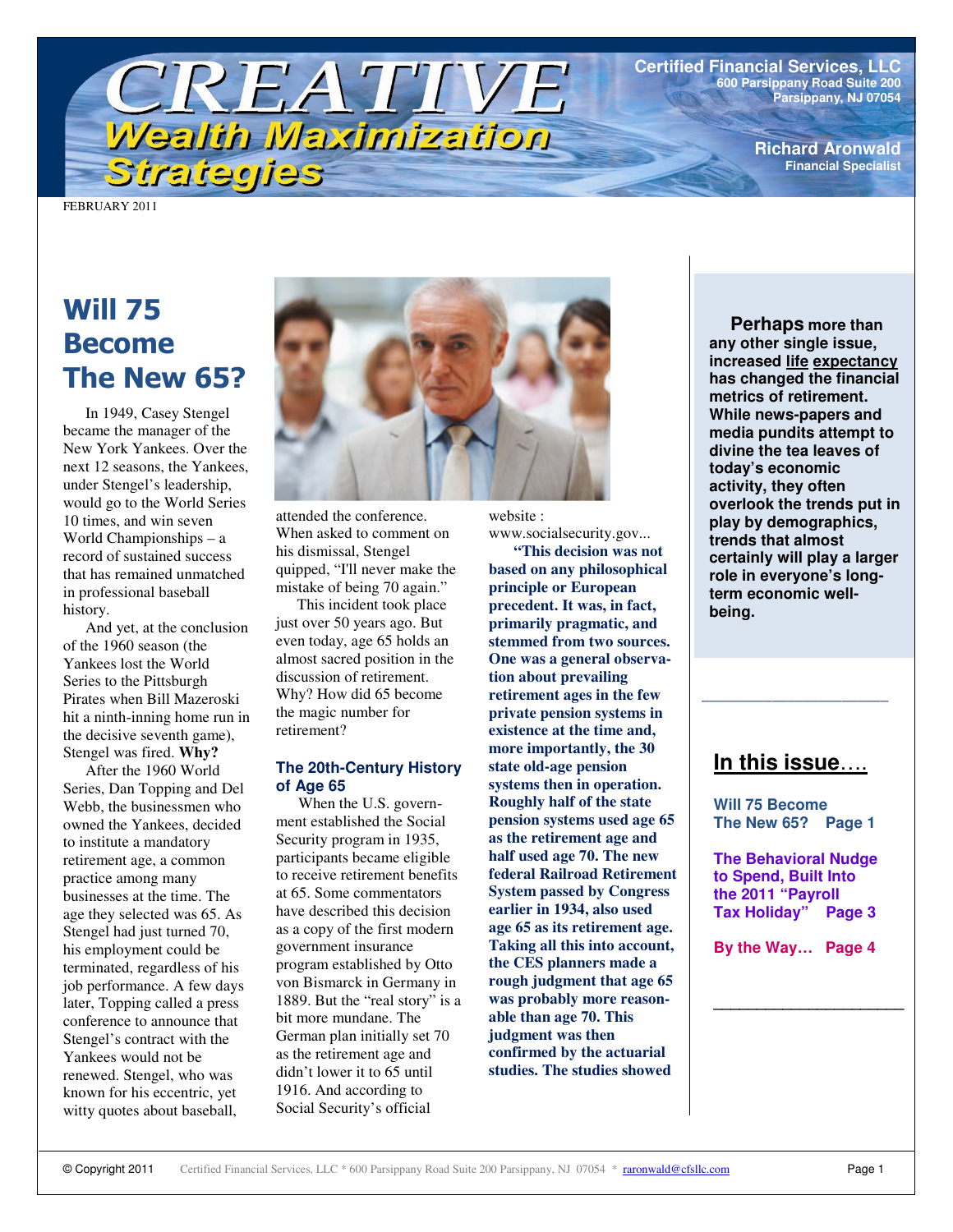# CREATIVE Wealth Maximization Strategies

**Certified Financial Services, LLC**
600 Parsippany Road Suite 200
Parsippany, NJ 07054

**Richard Aronwald**
Financial Specialist

FEBRUARY 2011

## Will 75 Become The New 65?

In 1949, Casey Stengel became the manager of the New York Yankees. Over the next 12 seasons, the Yankees, under Stengel's leadership, would go to the World Series 10 times, and win seven World Championships – a record of sustained success that has remained unmatched in professional baseball history.

And yet, at the conclusion of the 1960 season (the Yankees lost the World Series to the Pittsburgh Pirates when Bill Mazeroski hit a ninth-inning home run in the decisive seventh game), Stengel was fired. **Why?**

After the 1960 World Series, Dan Topping and Del Webb, the businessmen who owned the Yankees, decided to institute a mandatory retirement age, a common practice among many businesses at the time. The age they selected was 65. As Stengel had just turned 70, his employment could be terminated, regardless of his job performance. A few days later, Topping called a press conference to announce that Stengel's contract with the Yankees would not be renewed. Stengel, who was known for his eccentric, yet witty quotes about baseball, attended the conference. When asked to comment on his dismissal, Stengel quipped, "I'll never make the mistake of being 70 again."

This incident took place just over 50 years ago. But even today, age 65 holds an almost sacred position in the discussion of retirement. Why? How did 65 become the magic number for retirement?

### The 20th-Century History of Age 65

When the U.S. government established the Social Security program in 1935, participants became eligible to receive retirement benefits at 65. Some commentators have described this decision as a copy of the first modern government insurance program established by Otto von Bismarck in Germany in 1889. But the "real story" is a bit more mundane. The German plan initially set 70 as the retirement age and didn't lower it to 65 until 1916. And according to Social Security's official website : www.socialsecurity.gov...

**"This decision was not based on any philosophical principle or European precedent. It was, in fact, primarily pragmatic, and stemmed from two sources. One was a general observation about prevailing retirement ages in the few private pension systems in existence at the time and, more importantly, the 30 state old-age pension systems then in operation. Roughly half of the state pension systems used age 65 as the retirement age and half used age 70. The new federal Railroad Retirement System passed by Congress earlier in 1934, also used age 65 as its retirement age. Taking all this into account, the CES planners made a rough judgment that age 65 was probably more reasonable than age 70. This judgment was then confirmed by the actuarial studies. The studies showed**

---

**Perhaps more than any other single issue, increased life expectancy has changed the financial metrics of retirement. While news-papers and media pundits attempt to divine the tea leaves of today's economic activity, they often overlook the trends put in play by demographics, trends that almost certainly will play a larger role in everyone's long-term economic well-being.**

---

## In this issue….

**Will 75 Become The New 65? Page 1**

**The Behavioral Nudge to Spend, Built Into the 2011 "Payroll Tax Holiday" Page 3**

**By the Way… Page 4**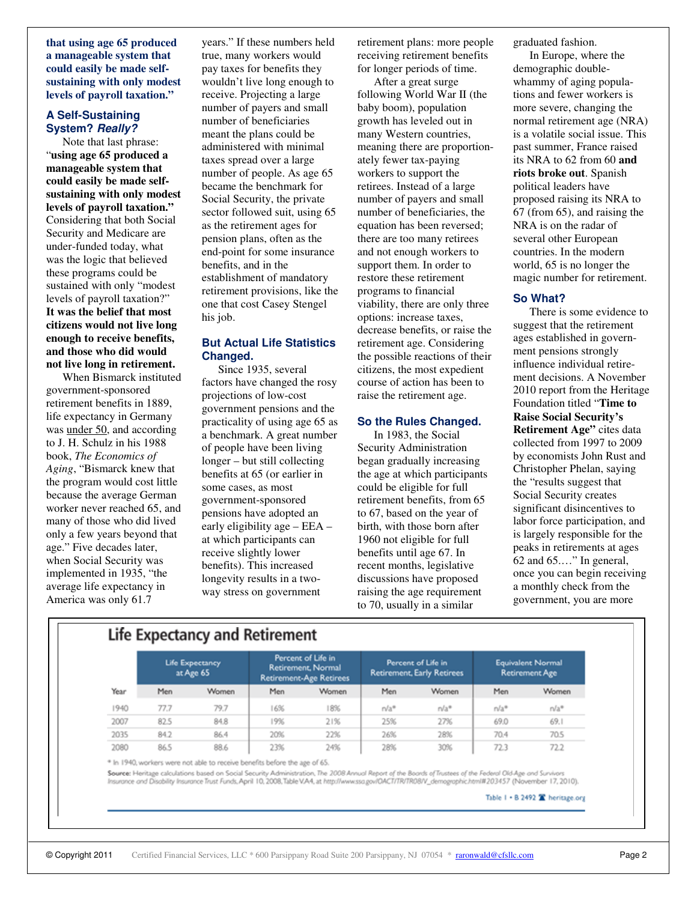**that using age 65 produced a manageable system that could easily be made self-sustaining with only modest levels of payroll taxation."**

### A Self-Sustaining System? *Really?*

Note that last phrase: "**using age 65 produced a manageable system that could easily be made self-sustaining with only modest levels of payroll taxation.**" Considering that both Social Security and Medicare are under-funded today, what was the logic that believed these programs could be sustained with only "modest levels of payroll taxation?" **It was the belief that most citizens would not live long enough to receive benefits, and those who did would not live long in retirement.**

When Bismarck instituted government-sponsored retirement benefits in 1889, life expectancy in Germany was under 50, and according to J. H. Schulz in his 1988 book, *The Economics of Aging*, "Bismarck knew that the program would cost little because the average German worker never reached 65, and many of those who did lived only a few years beyond that age." Five decades later, when Social Security was implemented in 1935, "the average life expectancy in America was only 61.7 years." If these numbers held true, many workers would pay taxes for benefits they wouldn't live long enough to receive. Projecting a large number of payers and small number of beneficiaries meant the plans could be administered with minimal taxes spread over a large number of people. As age 65 became the benchmark for Social Security, the private sector followed suit, using 65 as the retirement ages for pension plans, often as the end-point for some insurance benefits, and in the establishment of mandatory retirement provisions, like the one that cost Casey Stengel his job.

### But Actual Life Statistics Changed.

Since 1935, several factors have changed the rosy projections of low-cost government pensions and the practicality of using age 65 as a benchmark. A great number of people have been living longer – but still collecting benefits at 65 (or earlier in some cases, as most government-sponsored pensions have adopted an early eligibility age – EEA – at which participants can receive slightly lower benefits). This increased longevity results in a two-way stress on government retirement plans: more people receiving retirement benefits for longer periods of time.

After a great surge following World War II (the baby boom), population growth has leveled out in many Western countries, meaning there are proportionately fewer tax-paying workers to support the retirees. Instead of a large number of payers and small number of beneficiaries, the equation has been reversed; there are too many retirees and not enough workers to support them. In order to restore these retirement programs to financial viability, there are only three options: increase taxes, decrease benefits, or raise the retirement age. Considering the possible reactions of their citizens, the most expedient course of action has been to raise the retirement age.

### So the Rules Changed.

In 1983, the Social Security Administration began gradually increasing the age at which participants could be eligible for full retirement benefits, from 65 to 67, based on the year of birth, with those born after 1960 not eligible for full benefits until age 67. In recent months, legislative discussions have proposed raising the age requirement to 70, usually in a similar graduated fashion.

In Europe, where the demographic double-whammy of aging populations and fewer workers is more severe, changing the normal retirement age (NRA) is a volatile social issue. This past summer, France raised its NRA to 62 from 60 **and riots broke out**. Spanish political leaders have proposed raising its NRA to 67 (from 65), and raising the NRA is on the radar of several other European countries. In the modern world, 65 is no longer the magic number for retirement.

### So What?

There is some evidence to suggest that the retirement ages established in government pensions strongly influence individual retirement decisions. A November 2010 report from the Heritage Foundation titled "**Time to Raise Social Security's Retirement Age"** cites data collected from 1997 to 2009 by economists John Rust and Christopher Phelan, saying the "results suggest that Social Security creates significant disincentives to labor force participation, and is largely responsible for the peaks in retirements at ages 62 and 65.…" In general, once you can begin receiving a monthly check from the government, you are more

## Life Expectancy and Retirement

| Year | Life Expectancy at Age 65 | | Percent of Life in Retirement, Normal Retirement-Age Retirees | | Percent of Life in Retirement, Early Retirees | | Equivalent Normal Retirement Age | |
|---|---|---|---|---|---|---|---|---|
| | Men | Women | Men | Women | Men | Women | Men | Women |
| 1940 | 77.7 | 79.7 | 16% | 18% | n/a* | n/a* | n/a* | n/a* |
| 2007 | 82.5 | 84.8 | 19% | 21% | 25% | 27% | 69.0 | 69.1 |
| 2035 | 84.2 | 86.4 | 20% | 22% | 26% | 28% | 70.4 | 70.5 |
| 2080 | 86.5 | 88.6 | 23% | 24% | 28% | 30% | 72.3 | 72.2 |

* In 1940, workers were not able to receive benefits before the age of 65.

**Source:** Heritage calculations based on Social Security Administration, *The 2008 Annual Report of the Boards of Trustees of the Federal Old-Age and Survivors Insurance and Disability Insurance Trust Funds*, April 10, 2008, Table V.A4, at *http://www.ssa.gov/OACT/TR/TR08/V_demographic.html#203457* (November 17, 2010).

Table 1 • B 2492 heritage.org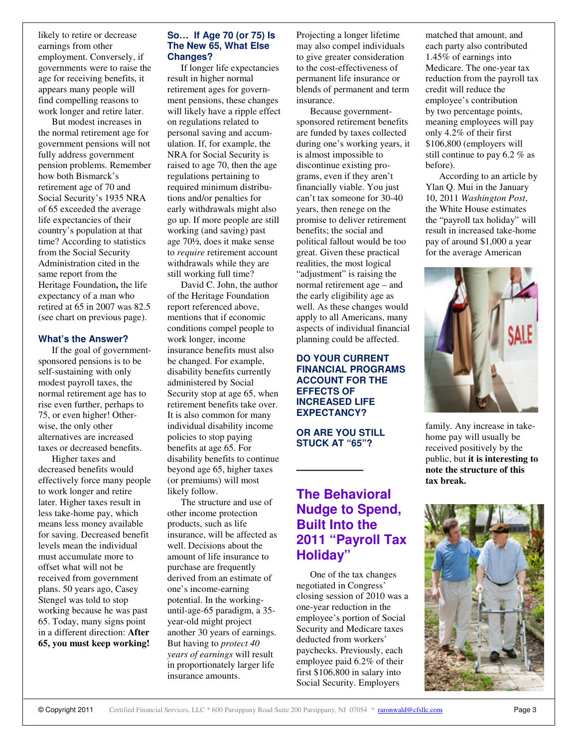likely to retire or decrease earnings from other employment. Conversely, if governments were to raise the age for receiving benefits, it appears many people will find compelling reasons to work longer and retire later.

But modest increases in the normal retirement age for government pensions will not fully address government pension problems. Remember how both Bismarck's retirement age of 70 and Social Security's 1935 NRA of 65 exceeded the average life expectancies of their country's population at that time? According to statistics from the Social Security Administration cited in the same report from the Heritage Foundation**,** the life expectancy of a man who retired at 65 in 2007 was 82.5 (see chart on previous page).

### What's the Answer?

If the goal of government-sponsored pensions is to be self-sustaining with only modest payroll taxes, the normal retirement age has to rise even further, perhaps to 75, or even higher! Otherwise, the only other alternatives are increased taxes or decreased benefits.

Higher taxes and decreased benefits would effectively force many people to work longer and retire later. Higher taxes result in less take-home pay, which means less money available for saving. Decreased benefit levels mean the individual must accumulate more to offset what will not be received from government plans. 50 years ago, Casey Stengel was told to stop working because he was past 65. Today, many signs point in a different direction: **After 65, you must keep working!**

### So… If Age 70 (or 75) Is The New 65, What Else Changes?

If longer life expectancies result in higher normal retirement ages for government pensions, these changes will likely have a ripple effect on regulations related to personal saving and accumulation. If, for example, the NRA for Social Security is raised to age 70, then the age regulations pertaining to required minimum distributions and/or penalties for early withdrawals might also go up. If more people are still working (and saving) past age 70½, does it make sense to *require* retirement account withdrawals while they are still working full time?

David C. John, the author of the Heritage Foundation report referenced above, mentions that if economic conditions compel people to work longer, income insurance benefits must also be changed. For example, disability benefits currently administered by Social Security stop at age 65, when retirement benefits take over. It is also common for many individual disability income policies to stop paying benefits at age 65. For disability benefits to continue beyond age 65, higher taxes (or premiums) will most likely follow.

The structure and use of other income protection products, such as life insurance, will be affected as well. Decisions about the amount of life insurance to purchase are frequently derived from an estimate of one's income-earning potential. In the working-until-age-65 paradigm, a 35-year-old might project another 30 years of earnings. But having to *protect 40 years of earnings* will result in proportionately larger life insurance amounts.

Projecting a longer lifetime may also compel individuals to give greater consideration to the cost-effectiveness of permanent life insurance or blends of permanent and term insurance.

Because government-sponsored retirement benefits are funded by taxes collected during one's working years, it is almost impossible to discontinue existing programs, even if they aren't financially viable. You just can't tax someone for 30-40 years, then renege on the promise to deliver retirement benefits; the social and political fallout would be too great. Given these practical realities, the most logical "adjustment" is raising the normal retirement age – and the early eligibility age as well. As these changes would apply to all Americans, many aspects of individual financial planning could be affected.

**DO YOUR CURRENT FINANCIAL PROGRAMS ACCOUNT FOR THE EFFECTS OF INCREASED LIFE EXPECTANCY?**

**OR ARE YOU STILL STUCK AT "65"?**

---

## The Behavioral Nudge to Spend, Built Into the 2011 "Payroll Tax Holiday"

One of the tax changes negotiated in Congress' closing session of 2010 was a one-year reduction in the employee's portion of Social Security and Medicare taxes deducted from workers' paychecks. Previously, each employee paid 6.2% of their first $106,800 in salary into Social Security. Employers matched that amount, and each party also contributed 1.45% of earnings into Medicare. The one-year tax reduction from the payroll tax credit will reduce the employee's contribution by two percentage points, meaning employees will pay only 4.2% of their first $106,800 (employers will still continue to pay 6.2 % as before).

According to an article by Ylan Q. Mui in the January 10, 2011 *Washington Post*, the White House estimates the "payroll tax holiday" will result in increased take-home pay of around $1,000 a year for the average American family. Any increase in take-home pay will usually be received positively by the public, but **it is interesting to note the structure of this tax break.**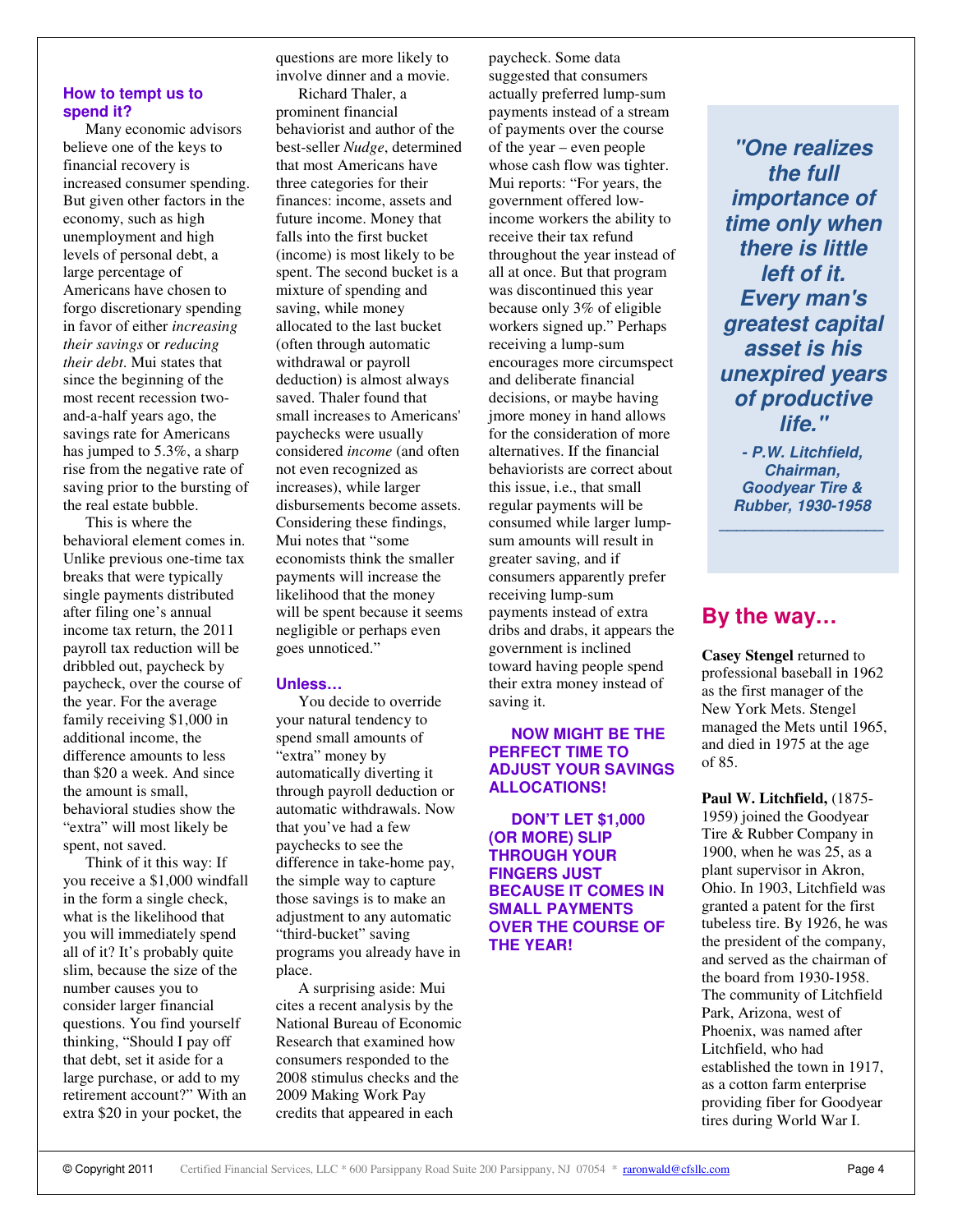### How to tempt us to spend it?

Many economic advisors believe one of the keys to financial recovery is increased consumer spending. But given other factors in the economy, such as high unemployment and high levels of personal debt, a large percentage of Americans have chosen to forgo discretionary spending in favor of either *increasing their savings* or *reducing their debt*. Mui states that since the beginning of the most recent recession two-and-a-half years ago, the savings rate for Americans has jumped to 5.3%, a sharp rise from the negative rate of saving prior to the bursting of the real estate bubble.

This is where the behavioral element comes in. Unlike previous one-time tax breaks that were typically single payments distributed after filing one's annual income tax return, the 2011 payroll tax reduction will be dribbled out, paycheck by paycheck, over the course of the year. For the average family receiving $1,000 in additional income, the difference amounts to less than $20 a week. And since the amount is small, behavioral studies show the "extra" will most likely be spent, not saved.

Think of it this way: If you receive a $1,000 windfall in the form a single check, what is the likelihood that you will immediately spend all of it? It's probably quite slim, because the size of the number causes you to consider larger financial questions. You find yourself thinking, "Should I pay off that debt, set it aside for a large purchase, or add to my retirement account?" With an extra $20 in your pocket, the questions are more likely to involve dinner and a movie.

Richard Thaler, a prominent financial behaviorist and author of the best-seller *Nudge*, determined that most Americans have three categories for their finances: income, assets and future income. Money that falls into the first bucket (income) is most likely to be spent. The second bucket is a mixture of spending and saving, while money allocated to the last bucket (often through automatic withdrawal or payroll deduction) is almost always saved. Thaler found that small increases to Americans' paychecks were usually considered *income* (and often not even recognized as increases), while larger disbursements become assets. Considering these findings, Mui notes that "some economists think the smaller payments will increase the likelihood that the money will be spent because it seems negligible or perhaps even goes unnoticed."

### Unless…

You decide to override your natural tendency to spend small amounts of "extra" money by automatically diverting it through payroll deduction or automatic withdrawals. Now that you've had a few paychecks to see the difference in take-home pay, the simple way to capture those savings is to make an adjustment to any automatic "third-bucket" saving programs you already have in place.

A surprising aside: Mui cites a recent analysis by the National Bureau of Economic Research that examined how consumers responded to the 2008 stimulus checks and the 2009 Making Work Pay credits that appeared in each paycheck. Some data suggested that consumers actually preferred lump-sum payments instead of a stream of payments over the course of the year – even people whose cash flow was tighter. Mui reports: "For years, the government offered low-income workers the ability to receive their tax refund throughout the year instead of all at once. But that program was discontinued this year because only 3% of eligible workers signed up." Perhaps receiving a lump-sum encourages more circumspect and deliberate financial decisions, or maybe having jmore money in hand allows for the consideration of more alternatives. If the financial behaviorists are correct about this issue, i.e., that small regular payments will be consumed while larger lump-sum amounts will result in greater saving, and if consumers apparently prefer receiving lump-sum payments instead of extra dribs and drabs, it appears the government is inclined toward having people spend their extra money instead of saving it.

**NOW MIGHT BE THE PERFECT TIME TO ADJUST YOUR SAVINGS ALLOCATIONS!**

**DON'T LET $1,000 (OR MORE) SLIP THROUGH YOUR FINGERS JUST BECAUSE IT COMES IN SMALL PAYMENTS OVER THE COURSE OF THE YEAR!**

> ***"One realizes the full importance of time only when there is little left of it. Every man's greatest capital asset is his unexpired years of productive life."***
>
> ***- P.W. Litchfield, Chairman, Goodyear Tire & Rubber, 1930-1958***

## By the way…

**Casey Stengel** returned to professional baseball in 1962 as the first manager of the New York Mets. Stengel managed the Mets until 1965, and died in 1975 at the age of 85.

**Paul W. Litchfield,** (1875-1959) joined the Goodyear Tire & Rubber Company in 1900, when he was 25, as a plant supervisor in Akron, Ohio. In 1903, Litchfield was granted a patent for the first tubeless tire. By 1926, he was the president of the company, and served as the chairman of the board from 1930-1958. The community of Litchfield Park, Arizona, west of Phoenix, was named after Litchfield, who had established the town in 1917, as a cotton farm enterprise providing fiber for Goodyear tires during World War I.

© Copyright 2011 Certified Financial Services, LLC * 600 Parsippany Road Suite 200 Parsippany, NJ 07054 * raronwald@cfsllc.com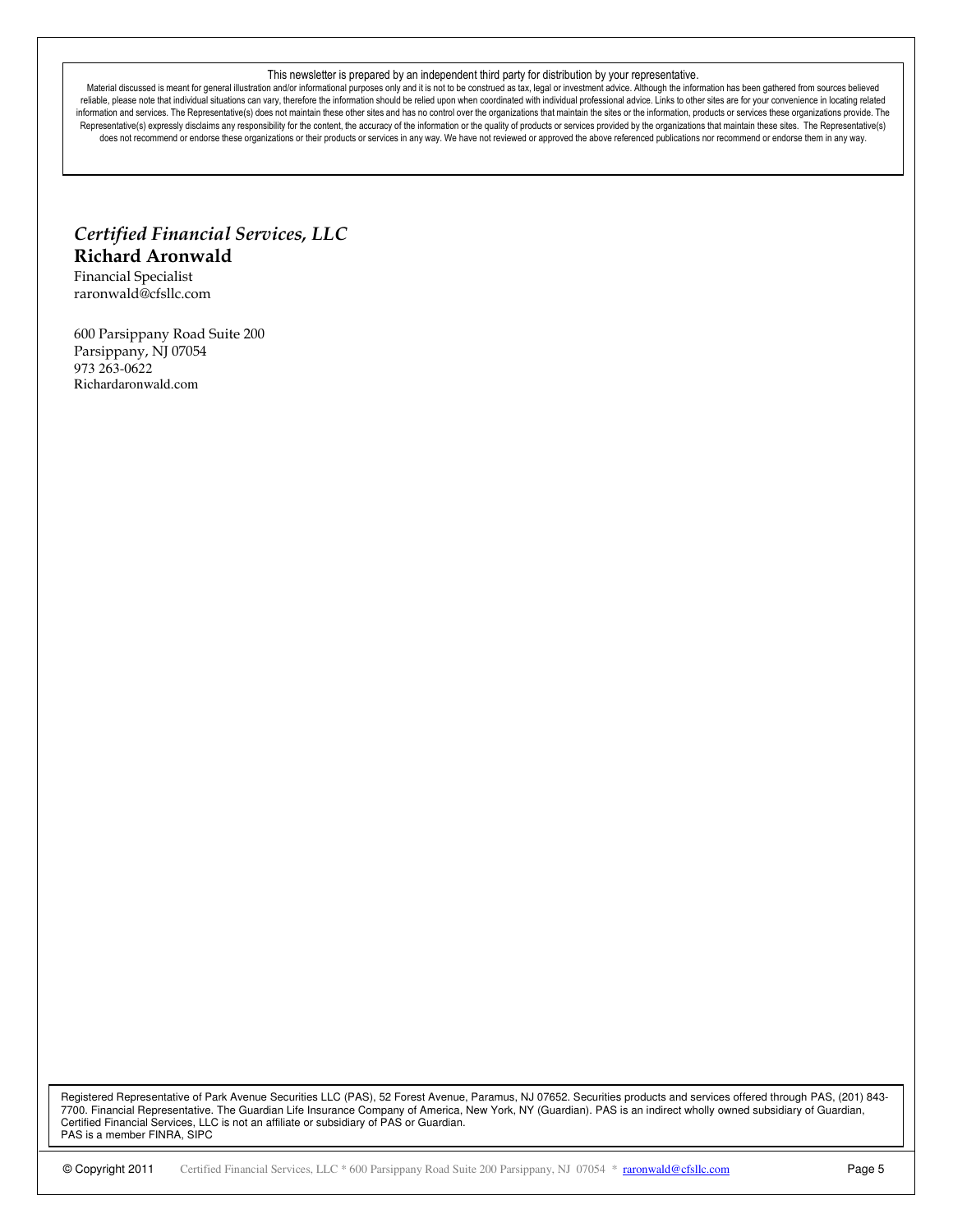This newsletter is prepared by an independent third party for distribution by your representative.

Material discussed is meant for general illustration and/or informational purposes only and it is not to be construed as tax, legal or investment advice. Although the information has been gathered from sources believed reliable, please note that individual situations can vary, therefore the information should be relied upon when coordinated with individual professional advice. Links to other sites are for your convenience in locating related information and services. The Representative(s) does not maintain these other sites and has no control over the organizations that maintain the sites or the information, products or services these organizations provide. The Representative(s) expressly disclaims any responsibility for the content, the accuracy of the information or the quality of products or services provided by the organizations that maintain these sites. The Representative(s) does not recommend or endorse these organizations or their products or services in any way. We have not reviewed or approved the above referenced publications nor recommend or endorse them in any way.

*Certified Financial Services, LLC*
**Richard Aronwald**
Financial Specialist
raronwald@cfsllc.com

600 Parsippany Road Suite 200
Parsippany, NJ 07054
973 263-0622
Richardaronwald.com

Registered Representative of Park Avenue Securities LLC (PAS), 52 Forest Avenue, Paramus, NJ 07652. Securities products and services offered through PAS, (201) 843-7700. Financial Representative. The Guardian Life Insurance Company of America, New York, NY (Guardian). PAS is an indirect wholly owned subsidiary of Guardian, Certified Financial Services, LLC is not an affiliate or subsidiary of PAS or Guardian.
PAS is a member FINRA, SIPC